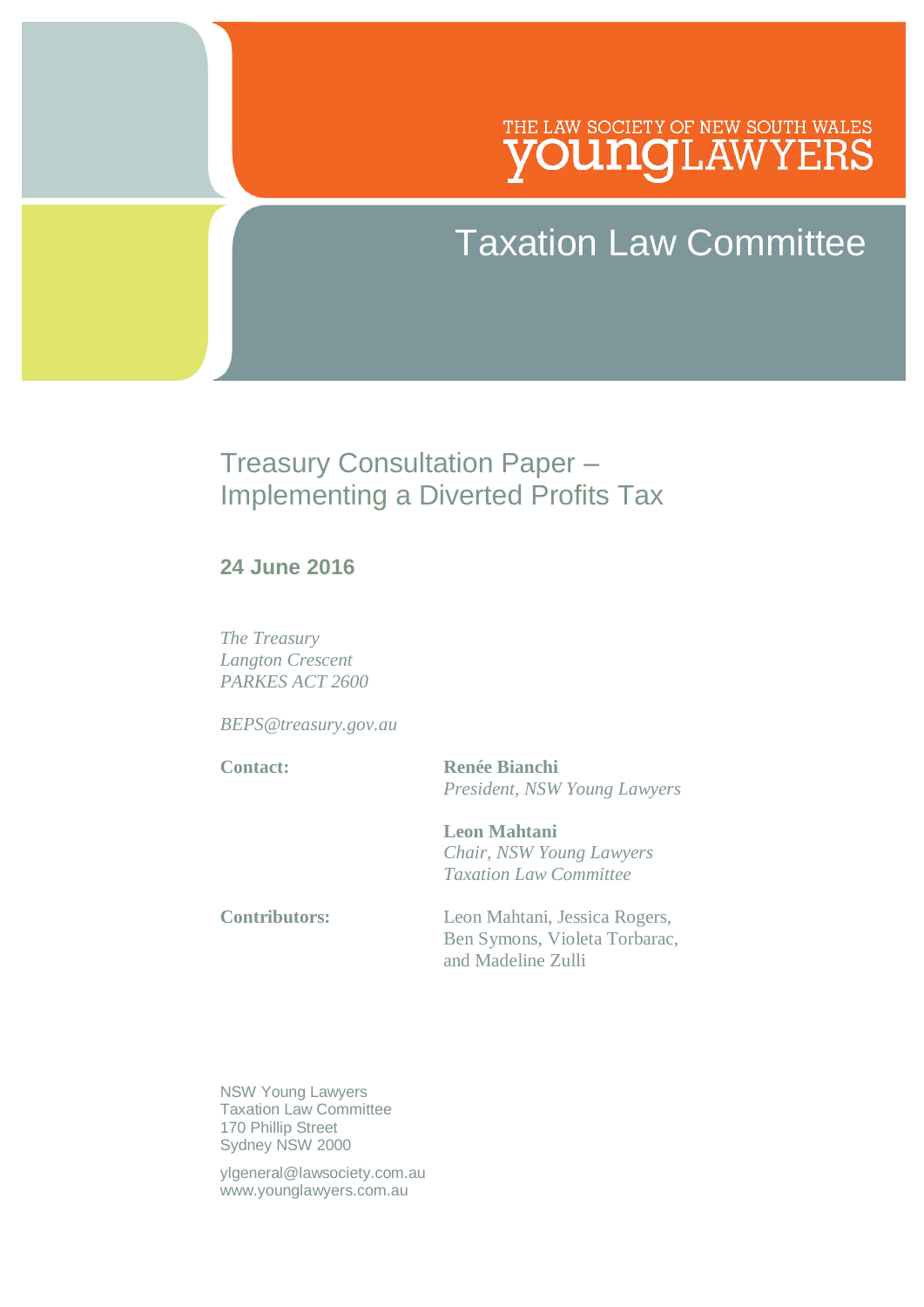THE LAW SOCIETY OF NEW SOUTH WALES
**YOUNG LAWYERS**

# Taxation Law Committee

## Treasury Consultation Paper – Implementing a Diverted Profits Tax

**24 June 2016**

*The Treasury*
*Langton Crescent*
*PARKES ACT 2600*

*BEPS@treasury.gov.au*

**Contact:** **Renée Bianchi**
*President, NSW Young Lawyers*

**Leon Mahtani**
*Chair, NSW Young Lawyers Taxation Law Committee*

**Contributors:** Leon Mahtani, Jessica Rogers, Ben Symons, Violeta Torbarac, and Madeline Zulli

NSW Young Lawyers
Taxation Law Committee
170 Phillip Street
Sydney NSW 2000

ylgeneral@lawsociety.com.au
www.younglawyers.com.au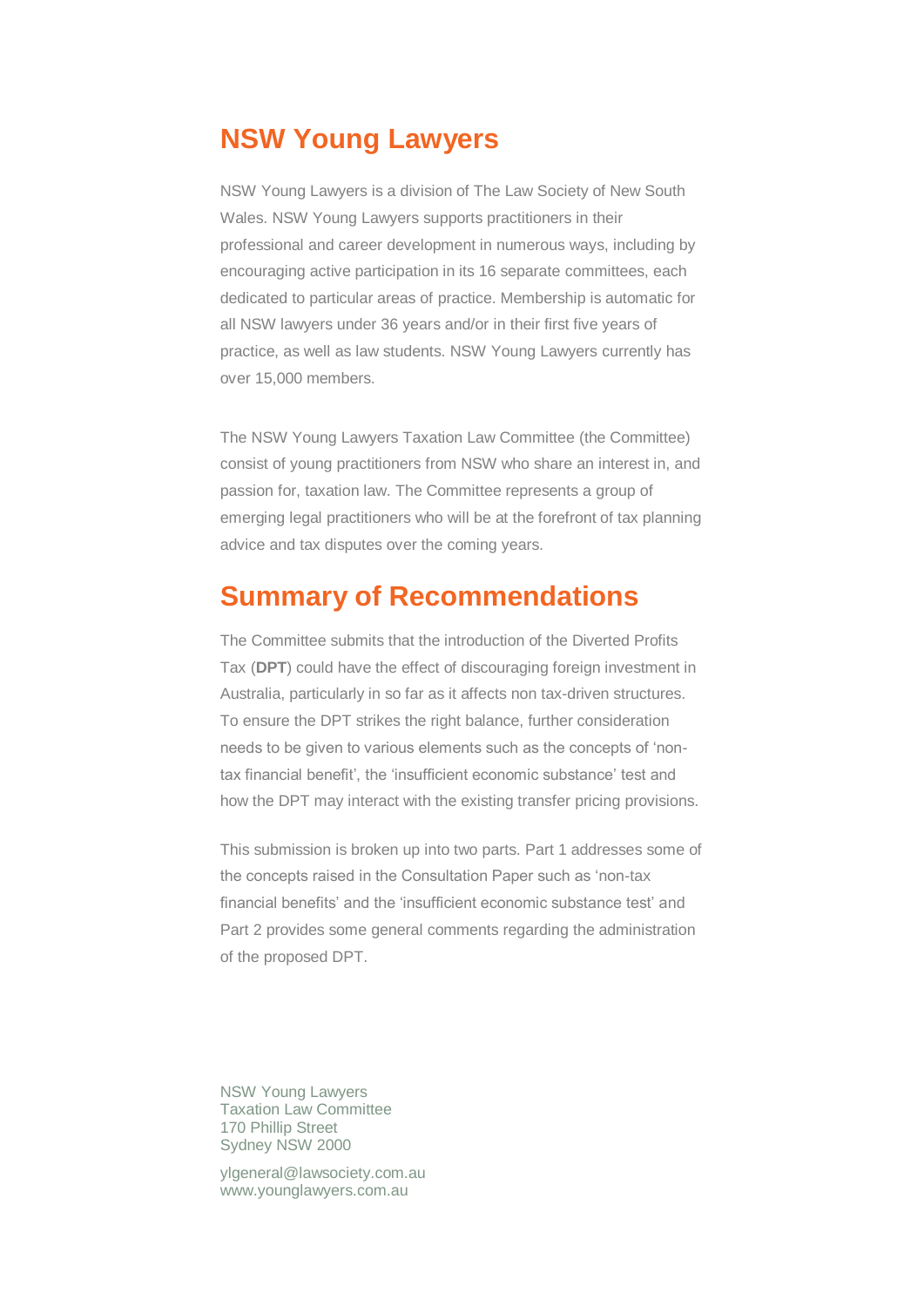## NSW Young Lawyers

NSW Young Lawyers is a division of The Law Society of New South Wales. NSW Young Lawyers supports practitioners in their professional and career development in numerous ways, including by encouraging active participation in its 16 separate committees, each dedicated to particular areas of practice. Membership is automatic for all NSW lawyers under 36 years and/or in their first five years of practice, as well as law students. NSW Young Lawyers currently has over 15,000 members.

The NSW Young Lawyers Taxation Law Committee (the Committee) consist of young practitioners from NSW who share an interest in, and passion for, taxation law. The Committee represents a group of emerging legal practitioners who will be at the forefront of tax planning advice and tax disputes over the coming years.

## Summary of Recommendations

The Committee submits that the introduction of the Diverted Profits Tax (**DPT**) could have the effect of discouraging foreign investment in Australia, particularly in so far as it affects non tax-driven structures. To ensure the DPT strikes the right balance, further consideration needs to be given to various elements such as the concepts of 'non-tax financial benefit', the 'insufficient economic substance' test and how the DPT may interact with the existing transfer pricing provisions.

This submission is broken up into two parts. Part 1 addresses some of the concepts raised in the Consultation Paper such as 'non-tax financial benefits' and the 'insufficient economic substance test' and Part 2 provides some general comments regarding the administration of the proposed DPT.

NSW Young Lawyers
Taxation Law Committee
170 Phillip Street
Sydney NSW 2000

ylgeneral@lawsociety.com.au
www.younglawyers.com.au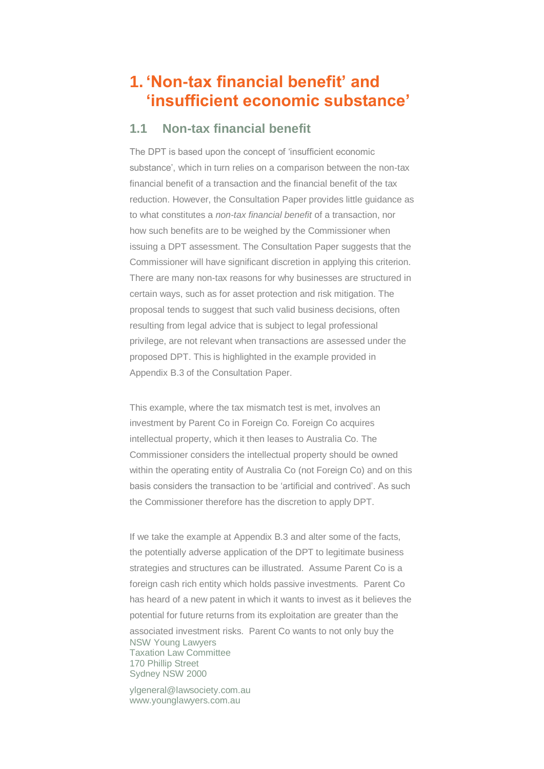# 1. 'Non-tax financial benefit' and 'insufficient economic substance'

## 1.1 Non-tax financial benefit

The DPT is based upon the concept of 'insufficient economic substance', which in turn relies on a comparison between the non-tax financial benefit of a transaction and the financial benefit of the tax reduction. However, the Consultation Paper provides little guidance as to what constitutes a *non-tax financial benefit* of a transaction, nor how such benefits are to be weighed by the Commissioner when issuing a DPT assessment. The Consultation Paper suggests that the Commissioner will have significant discretion in applying this criterion. There are many non-tax reasons for why businesses are structured in certain ways, such as for asset protection and risk mitigation. The proposal tends to suggest that such valid business decisions, often resulting from legal advice that is subject to legal professional privilege, are not relevant when transactions are assessed under the proposed DPT. This is highlighted in the example provided in Appendix B.3 of the Consultation Paper.

This example, where the tax mismatch test is met, involves an investment by Parent Co in Foreign Co. Foreign Co acquires intellectual property, which it then leases to Australia Co. The Commissioner considers the intellectual property should be owned within the operating entity of Australia Co (not Foreign Co) and on this basis considers the transaction to be 'artificial and contrived'. As such the Commissioner therefore has the discretion to apply DPT.

If we take the example at Appendix B.3 and alter some of the facts, the potentially adverse application of the DPT to legitimate business strategies and structures can be illustrated. Assume Parent Co is a foreign cash rich entity which holds passive investments. Parent Co has heard of a new patent in which it wants to invest as it believes the potential for future returns from its exploitation are greater than the associated investment risks. Parent Co wants to not only buy the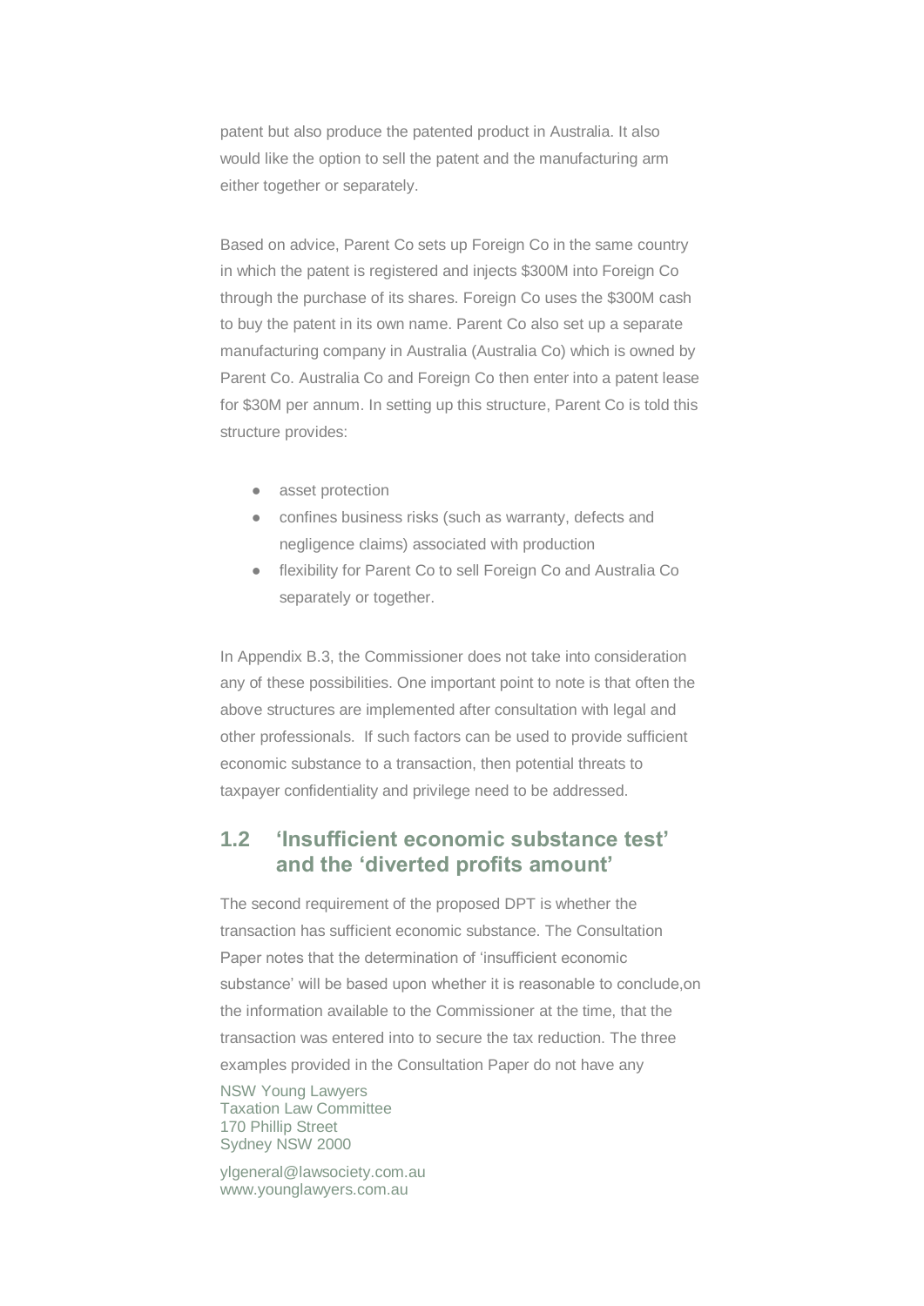patent but also produce the patented product in Australia. It also would like the option to sell the patent and the manufacturing arm either together or separately.

Based on advice, Parent Co sets up Foreign Co in the same country in which the patent is registered and injects $300M into Foreign Co through the purchase of its shares. Foreign Co uses the $300M cash to buy the patent in its own name. Parent Co also set up a separate manufacturing company in Australia (Australia Co) which is owned by Parent Co. Australia Co and Foreign Co then enter into a patent lease for $30M per annum. In setting up this structure, Parent Co is told this structure provides:

- asset protection
- confines business risks (such as warranty, defects and negligence claims) associated with production
- flexibility for Parent Co to sell Foreign Co and Australia Co separately or together.

In Appendix B.3, the Commissioner does not take into consideration any of these possibilities. One important point to note is that often the above structures are implemented after consultation with legal and other professionals. If such factors can be used to provide sufficient economic substance to a transaction, then potential threats to taxpayer confidentiality and privilege need to be addressed.

## 1.2 'Insufficient economic substance test' and the 'diverted profits amount'

The second requirement of the proposed DPT is whether the transaction has sufficient economic substance. The Consultation Paper notes that the determination of 'insufficient economic substance' will be based upon whether it is reasonable to conclude,on the information available to the Commissioner at the time, that the transaction was entered into to secure the tax reduction. The three examples provided in the Consultation Paper do not have any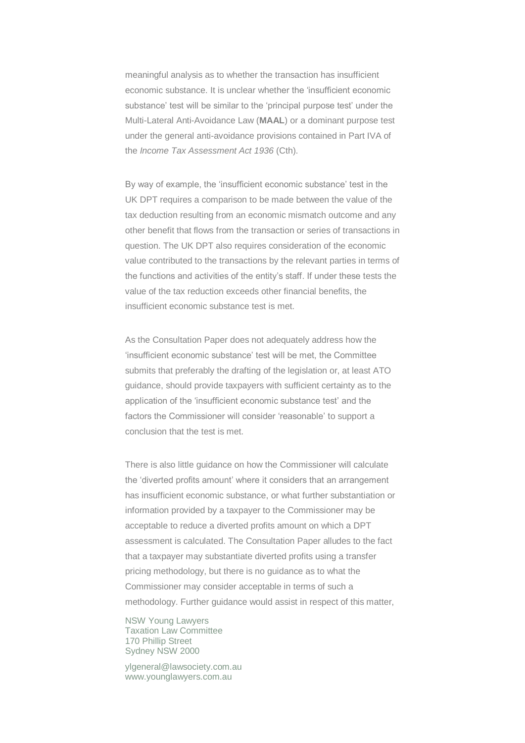meaningful analysis as to whether the transaction has insufficient economic substance. It is unclear whether the 'insufficient economic substance' test will be similar to the 'principal purpose test' under the Multi-Lateral Anti-Avoidance Law (**MAAL**) or a dominant purpose test under the general anti-avoidance provisions contained in Part IVA of the *Income Tax Assessment Act 1936* (Cth).

By way of example, the 'insufficient economic substance' test in the UK DPT requires a comparison to be made between the value of the tax deduction resulting from an economic mismatch outcome and any other benefit that flows from the transaction or series of transactions in question. The UK DPT also requires consideration of the economic value contributed to the transactions by the relevant parties in terms of the functions and activities of the entity's staff. If under these tests the value of the tax reduction exceeds other financial benefits, the insufficient economic substance test is met.

As the Consultation Paper does not adequately address how the 'insufficient economic substance' test will be met, the Committee submits that preferably the drafting of the legislation or, at least ATO guidance, should provide taxpayers with sufficient certainty as to the application of the 'insufficient economic substance test' and the factors the Commissioner will consider 'reasonable' to support a conclusion that the test is met.

There is also little guidance on how the Commissioner will calculate the 'diverted profits amount' where it considers that an arrangement has insufficient economic substance, or what further substantiation or information provided by a taxpayer to the Commissioner may be acceptable to reduce a diverted profits amount on which a DPT assessment is calculated. The Consultation Paper alludes to the fact that a taxpayer may substantiate diverted profits using a transfer pricing methodology, but there is no guidance as to what the Commissioner may consider acceptable in terms of such a methodology. Further guidance would assist in respect of this matter,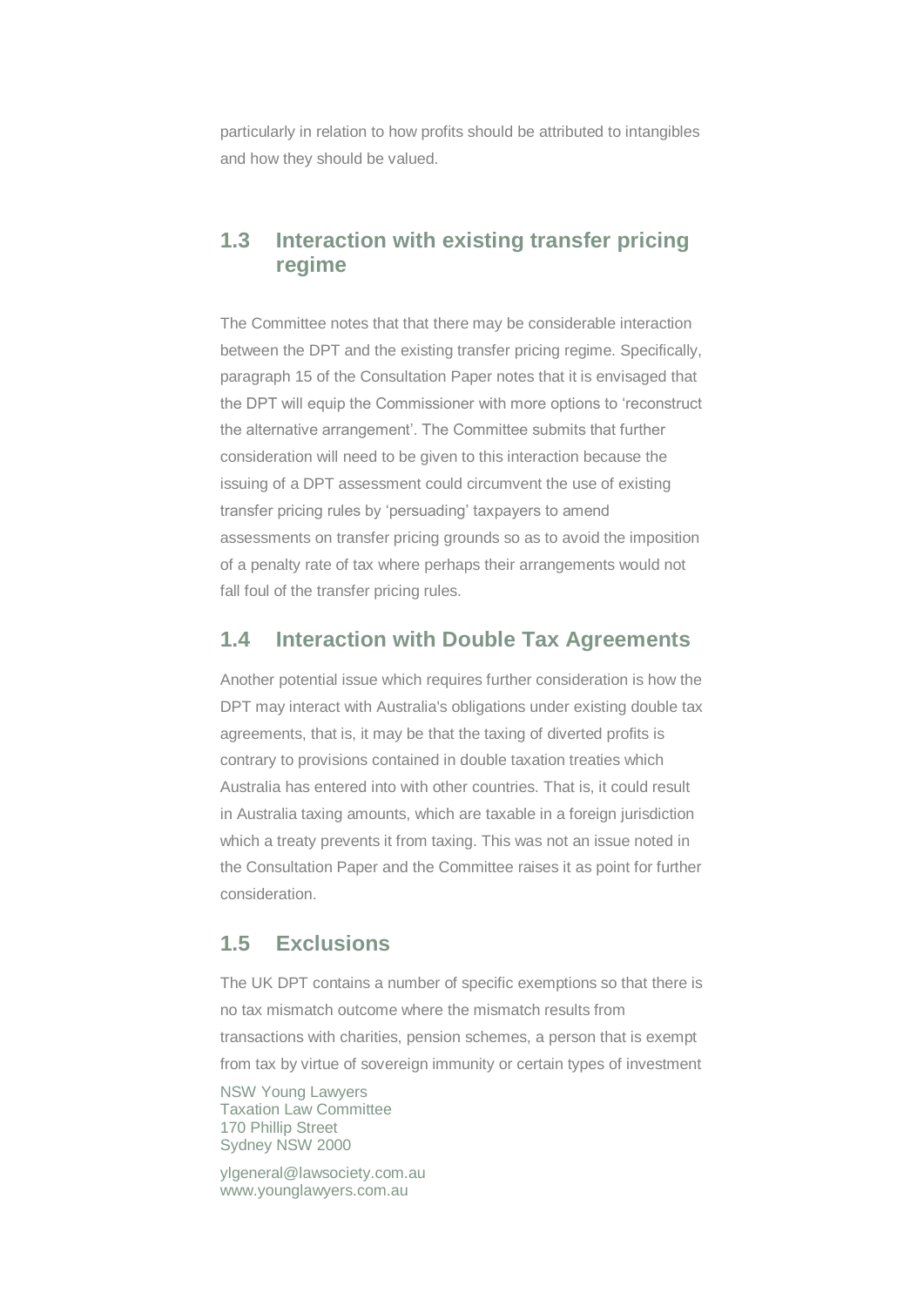particularly in relation to how profits should be attributed to intangibles and how they should be valued.

## 1.3 Interaction with existing transfer pricing regime

The Committee notes that that there may be considerable interaction between the DPT and the existing transfer pricing regime. Specifically, paragraph 15 of the Consultation Paper notes that it is envisaged that the DPT will equip the Commissioner with more options to 'reconstruct the alternative arrangement'. The Committee submits that further consideration will need to be given to this interaction because the issuing of a DPT assessment could circumvent the use of existing transfer pricing rules by 'persuading' taxpayers to amend assessments on transfer pricing grounds so as to avoid the imposition of a penalty rate of tax where perhaps their arrangements would not fall foul of the transfer pricing rules.

## 1.4 Interaction with Double Tax Agreements

Another potential issue which requires further consideration is how the DPT may interact with Australia's obligations under existing double tax agreements, that is, it may be that the taxing of diverted profits is contrary to provisions contained in double taxation treaties which Australia has entered into with other countries. That is, it could result in Australia taxing amounts, which are taxable in a foreign jurisdiction which a treaty prevents it from taxing. This was not an issue noted in the Consultation Paper and the Committee raises it as point for further consideration.

## 1.5 Exclusions

The UK DPT contains a number of specific exemptions so that there is no tax mismatch outcome where the mismatch results from transactions with charities, pension schemes, a person that is exempt from tax by virtue of sovereign immunity or certain types of investment

NSW Young Lawyers
Taxation Law Committee
170 Phillip Street
Sydney NSW 2000

ylgeneral@lawsociety.com.au
www.younglawyers.com.au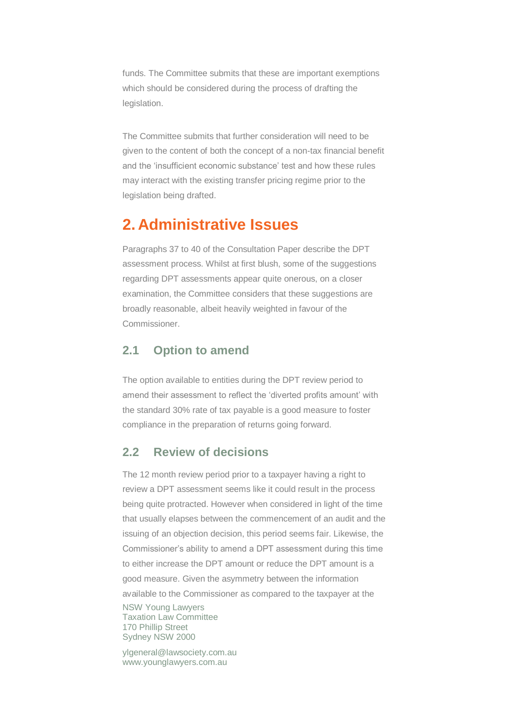funds. The Committee submits that these are important exemptions which should be considered during the process of drafting the legislation.

The Committee submits that further consideration will need to be given to the content of both the concept of a non-tax financial benefit and the 'insufficient economic substance' test and how these rules may interact with the existing transfer pricing regime prior to the legislation being drafted.

# 2. Administrative Issues

Paragraphs 37 to 40 of the Consultation Paper describe the DPT assessment process. Whilst at first blush, some of the suggestions regarding DPT assessments appear quite onerous, on a closer examination, the Committee considers that these suggestions are broadly reasonable, albeit heavily weighted in favour of the Commissioner.

## 2.1 Option to amend

The option available to entities during the DPT review period to amend their assessment to reflect the 'diverted profits amount' with the standard 30% rate of tax payable is a good measure to foster compliance in the preparation of returns going forward.

## 2.2 Review of decisions

The 12 month review period prior to a taxpayer having a right to review a DPT assessment seems like it could result in the process being quite protracted. However when considered in light of the time that usually elapses between the commencement of an audit and the issuing of an objection decision, this period seems fair. Likewise, the Commissioner's ability to amend a DPT assessment during this time to either increase the DPT amount or reduce the DPT amount is a good measure. Given the asymmetry between the information available to the Commissioner as compared to the taxpayer at the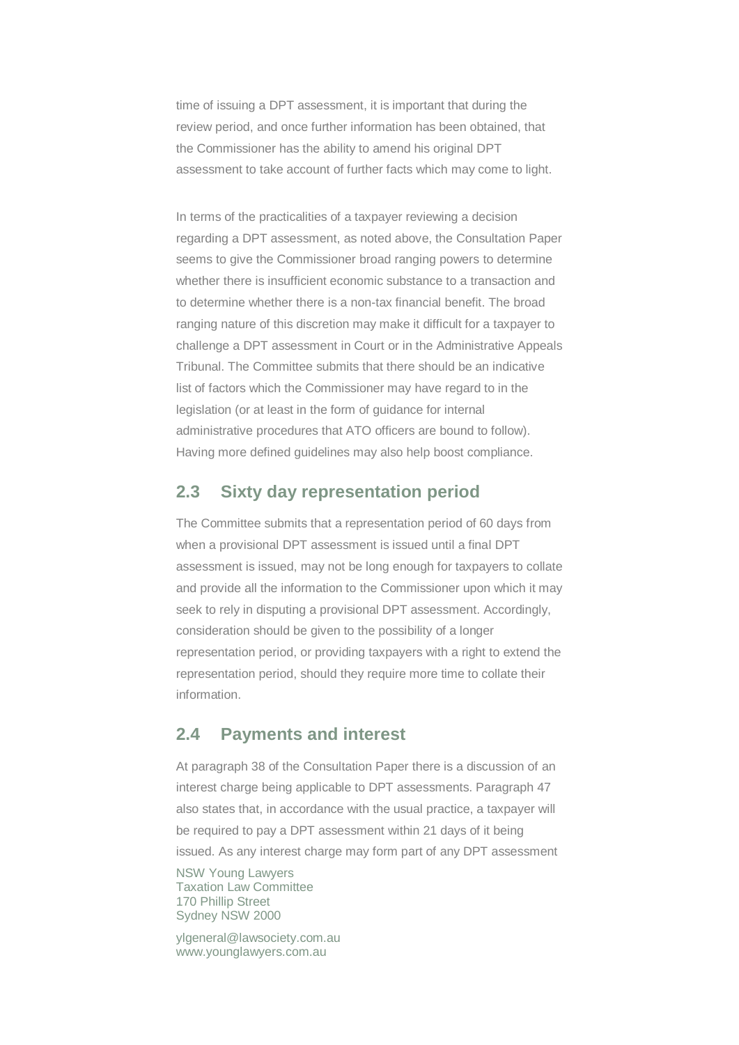time of issuing a DPT assessment, it is important that during the review period, and once further information has been obtained, that the Commissioner has the ability to amend his original DPT assessment to take account of further facts which may come to light.

In terms of the practicalities of a taxpayer reviewing a decision regarding a DPT assessment, as noted above, the Consultation Paper seems to give the Commissioner broad ranging powers to determine whether there is insufficient economic substance to a transaction and to determine whether there is a non-tax financial benefit. The broad ranging nature of this discretion may make it difficult for a taxpayer to challenge a DPT assessment in Court or in the Administrative Appeals Tribunal. The Committee submits that there should be an indicative list of factors which the Commissioner may have regard to in the legislation (or at least in the form of guidance for internal administrative procedures that ATO officers are bound to follow). Having more defined guidelines may also help boost compliance.

## 2.3 Sixty day representation period

The Committee submits that a representation period of 60 days from when a provisional DPT assessment is issued until a final DPT assessment is issued, may not be long enough for taxpayers to collate and provide all the information to the Commissioner upon which it may seek to rely in disputing a provisional DPT assessment. Accordingly, consideration should be given to the possibility of a longer representation period, or providing taxpayers with a right to extend the representation period, should they require more time to collate their information.

## 2.4 Payments and interest

At paragraph 38 of the Consultation Paper there is a discussion of an interest charge being applicable to DPT assessments. Paragraph 47 also states that, in accordance with the usual practice, a taxpayer will be required to pay a DPT assessment within 21 days of it being issued. As any interest charge may form part of any DPT assessment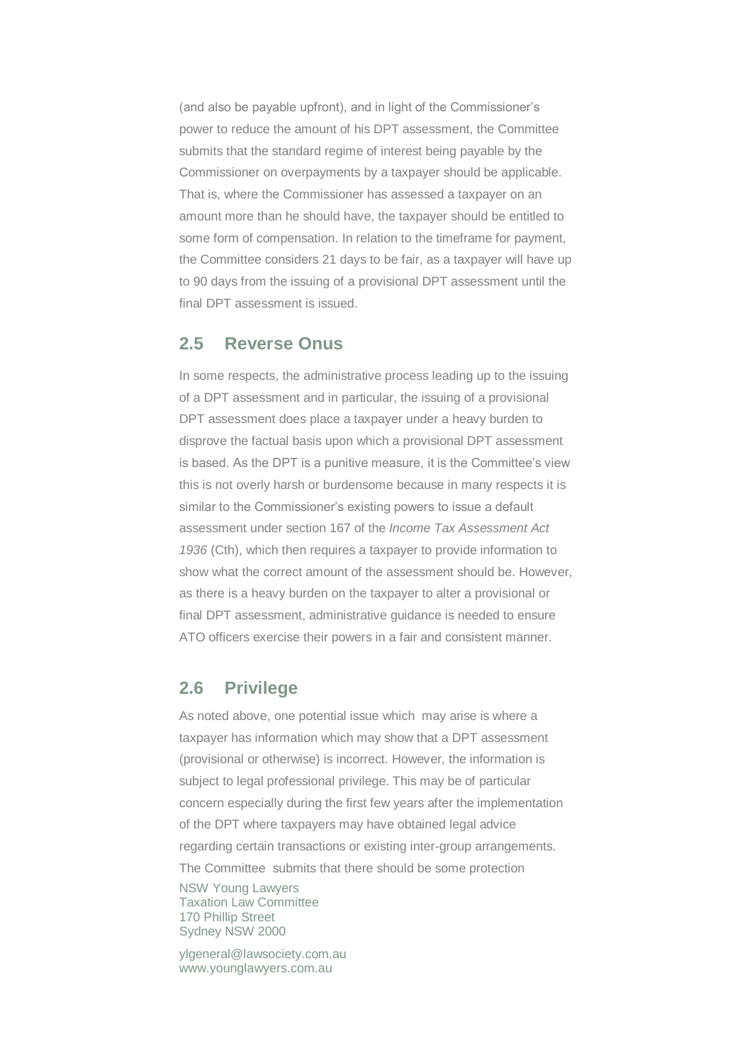(and also be payable upfront), and in light of the Commissioner's power to reduce the amount of his DPT assessment, the Committee submits that the standard regime of interest being payable by the Commissioner on overpayments by a taxpayer should be applicable. That is, where the Commissioner has assessed a taxpayer on an amount more than he should have, the taxpayer should be entitled to some form of compensation. In relation to the timeframe for payment, the Committee considers 21 days to be fair, as a taxpayer will have up to 90 days from the issuing of a provisional DPT assessment until the final DPT assessment is issued.

## 2.5 Reverse Onus

In some respects, the administrative process leading up to the issuing of a DPT assessment and in particular, the issuing of a provisional DPT assessment does place a taxpayer under a heavy burden to disprove the factual basis upon which a provisional DPT assessment is based. As the DPT is a punitive measure, it is the Committee's view this is not overly harsh or burdensome because in many respects it is similar to the Commissioner's existing powers to issue a default assessment under section 167 of the *Income Tax Assessment Act 1936* (Cth), which then requires a taxpayer to provide information to show what the correct amount of the assessment should be. However, as there is a heavy burden on the taxpayer to alter a provisional or final DPT assessment, administrative guidance is needed to ensure ATO officers exercise their powers in a fair and consistent manner.

## 2.6 Privilege

As noted above, one potential issue which may arise is where a taxpayer has information which may show that a DPT assessment (provisional or otherwise) is incorrect. However, the information is subject to legal professional privilege. This may be of particular concern especially during the first few years after the implementation of the DPT where taxpayers may have obtained legal advice regarding certain transactions or existing inter-group arrangements. The Committee submits that there should be some protection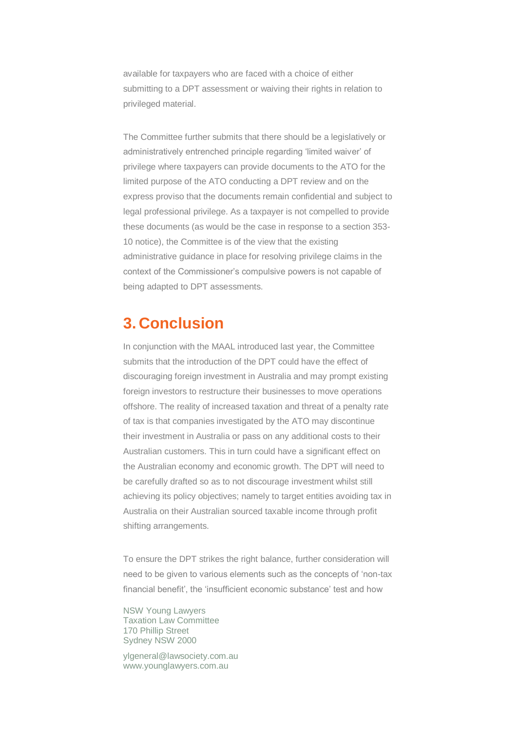available for taxpayers who are faced with a choice of either submitting to a DPT assessment or waiving their rights in relation to privileged material.

The Committee further submits that there should be a legislatively or administratively entrenched principle regarding 'limited waiver' of privilege where taxpayers can provide documents to the ATO for the limited purpose of the ATO conducting a DPT review and on the express proviso that the documents remain confidential and subject to legal professional privilege. As a taxpayer is not compelled to provide these documents (as would be the case in response to a section 353-10 notice), the Committee is of the view that the existing administrative guidance in place for resolving privilege claims in the context of the Commissioner's compulsive powers is not capable of being adapted to DPT assessments.

## 3. Conclusion

In conjunction with the MAAL introduced last year, the Committee submits that the introduction of the DPT could have the effect of discouraging foreign investment in Australia and may prompt existing foreign investors to restructure their businesses to move operations offshore. The reality of increased taxation and threat of a penalty rate of tax is that companies investigated by the ATO may discontinue their investment in Australia or pass on any additional costs to their Australian customers. This in turn could have a significant effect on the Australian economy and economic growth. The DPT will need to be carefully drafted so as to not discourage investment whilst still achieving its policy objectives; namely to target entities avoiding tax in Australia on their Australian sourced taxable income through profit shifting arrangements.

To ensure the DPT strikes the right balance, further consideration will need to be given to various elements such as the concepts of 'non-tax financial benefit', the 'insufficient economic substance' test and how

NSW Young Lawyers
Taxation Law Committee
170 Phillip Street
Sydney NSW 2000

ylgeneral@lawsociety.com.au
www.younglawyers.com.au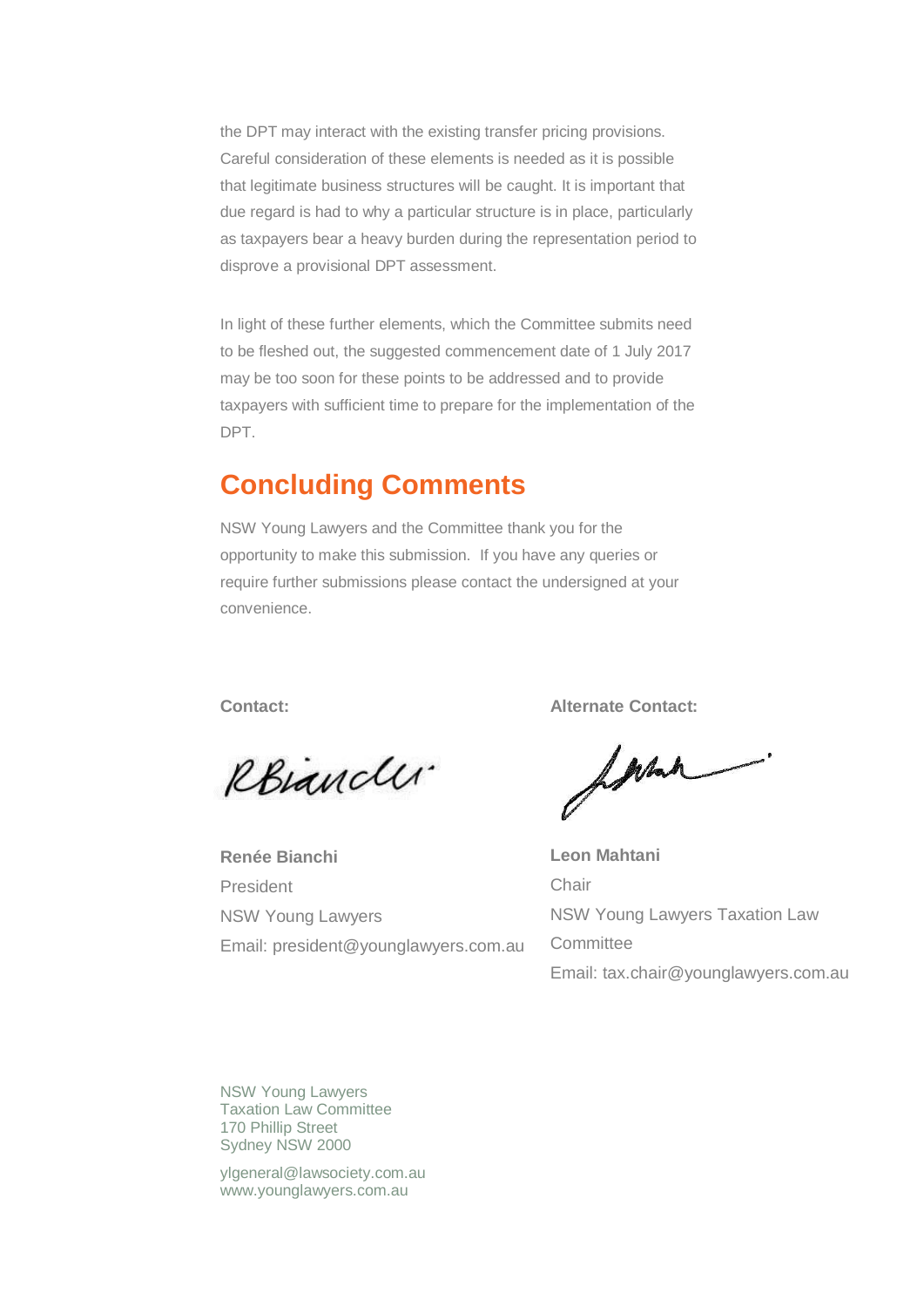the DPT may interact with the existing transfer pricing provisions. Careful consideration of these elements is needed as it is possible that legitimate business structures will be caught. It is important that due regard is had to why a particular structure is in place, particularly as taxpayers bear a heavy burden during the representation period to disprove a provisional DPT assessment.

In light of these further elements, which the Committee submits need to be fleshed out, the suggested commencement date of 1 July 2017 may be too soon for these points to be addressed and to provide taxpayers with sufficient time to prepare for the implementation of the DPT.

## Concluding Comments

NSW Young Lawyers and the Committee thank you for the opportunity to make this submission. If you have any queries or require further submissions please contact the undersigned at your convenience.

**Contact:**

**Renée Bianchi**
President
NSW Young Lawyers
Email: president@younglawyers.com.au

**Alternate Contact:**

**Leon Mahtani**
Chair
NSW Young Lawyers Taxation Law Committee
Email: tax.chair@younglawyers.com.au

NSW Young Lawyers
Taxation Law Committee
170 Phillip Street
Sydney NSW 2000

ylgeneral@lawsociety.com.au
www.younglawyers.com.au